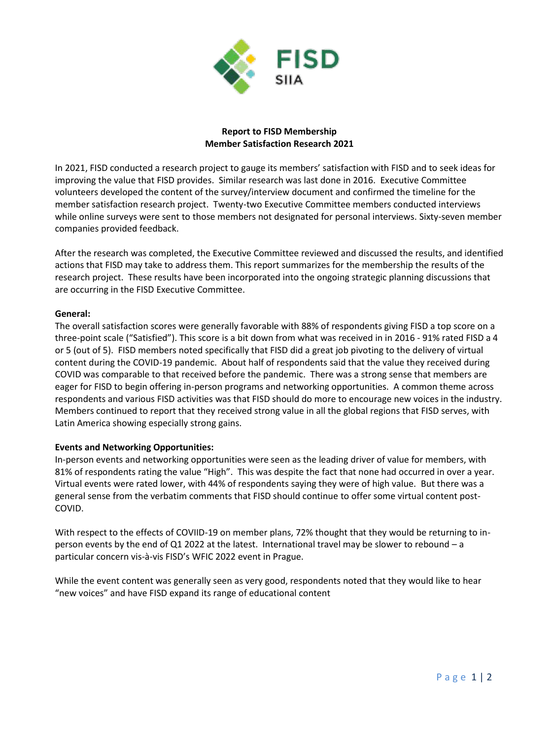**Report to FISD Membership**
**Member Satisfaction Research 2021**

In 2021, FISD conducted a research project to gauge its members' satisfaction with FISD and to seek ideas for improving the value that FISD provides. Similar research was last done in 2016. Executive Committee volunteers developed the content of the survey/interview document and confirmed the timeline for the member satisfaction research project. Twenty-two Executive Committee members conducted interviews while online surveys were sent to those members not designated for personal interviews. Sixty-seven member companies provided feedback.

After the research was completed, the Executive Committee reviewed and discussed the results, and identified actions that FISD may take to address them. This report summarizes for the membership the results of the research project. These results have been incorporated into the ongoing strategic planning discussions that are occurring in the FISD Executive Committee.

**General:**
The overall satisfaction scores were generally favorable with 88% of respondents giving FISD a top score on a three-point scale ("Satisfied"). This score is a bit down from what was received in in 2016 - 91% rated FISD a 4 or 5 (out of 5). FISD members noted specifically that FISD did a great job pivoting to the delivery of virtual content during the COVID-19 pandemic. About half of respondents said that the value they received during COVID was comparable to that received before the pandemic. There was a strong sense that members are eager for FISD to begin offering in-person programs and networking opportunities. A common theme across respondents and various FISD activities was that FISD should do more to encourage new voices in the industry. Members continued to report that they received strong value in all the global regions that FISD serves, with Latin America showing especially strong gains.

**Events and Networking Opportunities:**
In-person events and networking opportunities were seen as the leading driver of value for members, with 81% of respondents rating the value "High". This was despite the fact that none had occurred in over a year. Virtual events were rated lower, with 44% of respondents saying they were of high value. But there was a general sense from the verbatim comments that FISD should continue to offer some virtual content post-COVID.

With respect to the effects of COVIID-19 on member plans, 72% thought that they would be returning to in-person events by the end of Q1 2022 at the latest. International travel may be slower to rebound – a particular concern vis-à-vis FISD's WFIC 2022 event in Prague.

While the event content was generally seen as very good, respondents noted that they would like to hear "new voices" and have FISD expand its range of educational content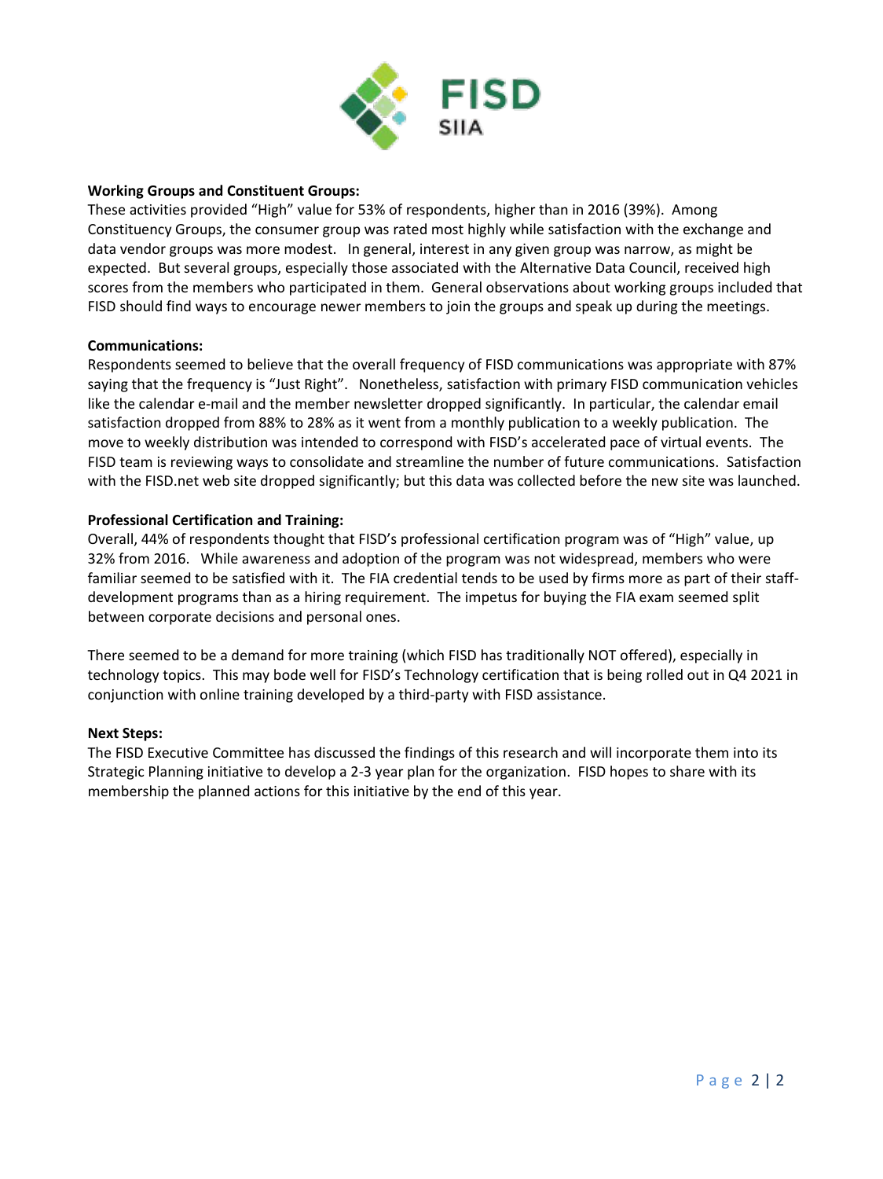**Working Groups and Constituent Groups:**

These activities provided "High" value for 53% of respondents, higher than in 2016 (39%). Among Constituency Groups, the consumer group was rated most highly while satisfaction with the exchange and data vendor groups was more modest. In general, interest in any given group was narrow, as might be expected. But several groups, especially those associated with the Alternative Data Council, received high scores from the members who participated in them. General observations about working groups included that FISD should find ways to encourage newer members to join the groups and speak up during the meetings.

**Communications:**

Respondents seemed to believe that the overall frequency of FISD communications was appropriate with 87% saying that the frequency is "Just Right". Nonetheless, satisfaction with primary FISD communication vehicles like the calendar e-mail and the member newsletter dropped significantly. In particular, the calendar email satisfaction dropped from 88% to 28% as it went from a monthly publication to a weekly publication. The move to weekly distribution was intended to correspond with FISD's accelerated pace of virtual events. The FISD team is reviewing ways to consolidate and streamline the number of future communications. Satisfaction with the FISD.net web site dropped significantly; but this data was collected before the new site was launched.

**Professional Certification and Training:**

Overall, 44% of respondents thought that FISD's professional certification program was of "High" value, up 32% from 2016. While awareness and adoption of the program was not widespread, members who were familiar seemed to be satisfied with it. The FIA credential tends to be used by firms more as part of their staff-development programs than as a hiring requirement. The impetus for buying the FIA exam seemed split between corporate decisions and personal ones.

There seemed to be a demand for more training (which FISD has traditionally NOT offered), especially in technology topics. This may bode well for FISD's Technology certification that is being rolled out in Q4 2021 in conjunction with online training developed by a third-party with FISD assistance.

**Next Steps:**

The FISD Executive Committee has discussed the findings of this research and will incorporate them into its Strategic Planning initiative to develop a 2-3 year plan for the organization. FISD hopes to share with its membership the planned actions for this initiative by the end of this year.